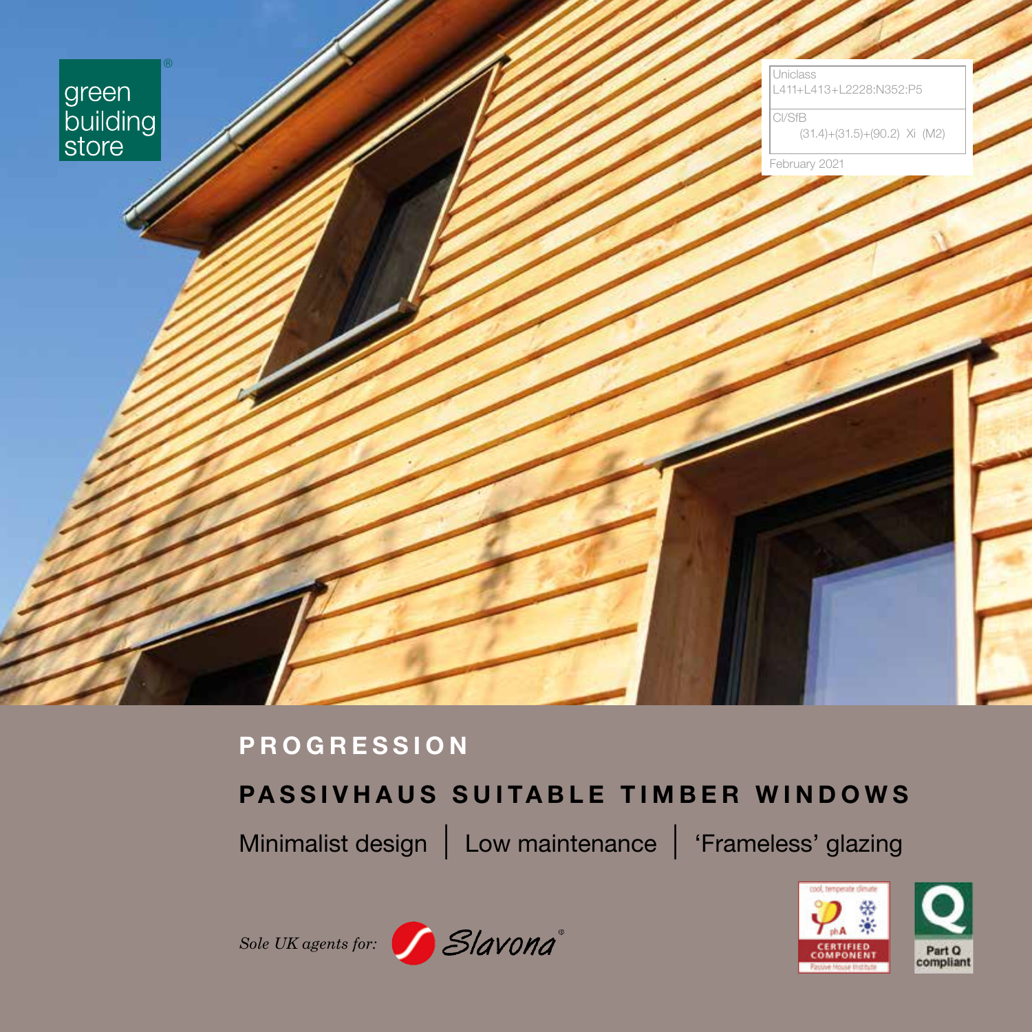green building store®

Uniclass
L411+L413+L2228:N352:P5

CI/SfB
(31.4)+(31.5)+(90.2) Xi (M2)

February 2021

# PROGRESSION

## PASSIVHAUS SUITABLE TIMBER WINDOWS

Minimalist design | Low maintenance | 'Frameless' glazing

*Sole UK agents for:* Slavona®

cool, temperate climate
phA
CERTIFIED COMPONENT
Passive House Institute

Part Q compliant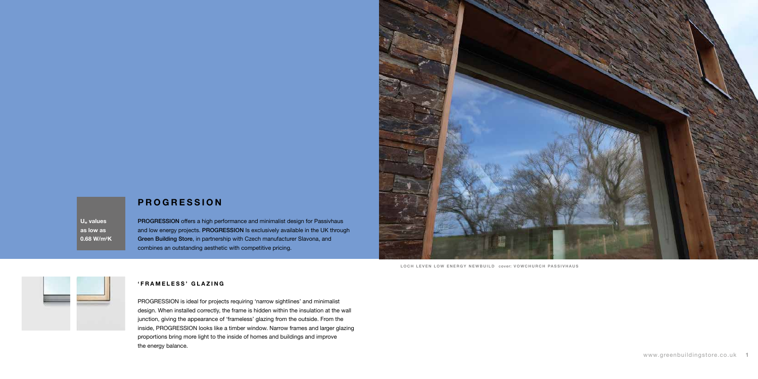## PROGRESSION

$U_w$ values as low as 0.68 W/m²K

**PROGRESSION** offers a high performance and minimalist design for Passivhaus and low energy projects. **PROGRESSION** Is exclusively available in the UK through **Green Building Store**, in partnership with Czech manufacturer Slavona, and combines an outstanding aesthetic with competitive pricing.

### 'FRAMELESS' GLAZING

PROGRESSION is ideal for projects requiring 'narrow sightlines' and minimalist design. When installed correctly, the frame is hidden within the insulation at the wall junction, giving the appearance of 'frameless' glazing from the outside. From the inside, PROGRESSION looks like a timber window. Narrow frames and larger glazing proportions bring more light to the inside of homes and buildings and improve the energy balance.

LOCH LEVEN LOW ENERGY NEWBUILD cover: VOWCHURCH PASSIVHAUS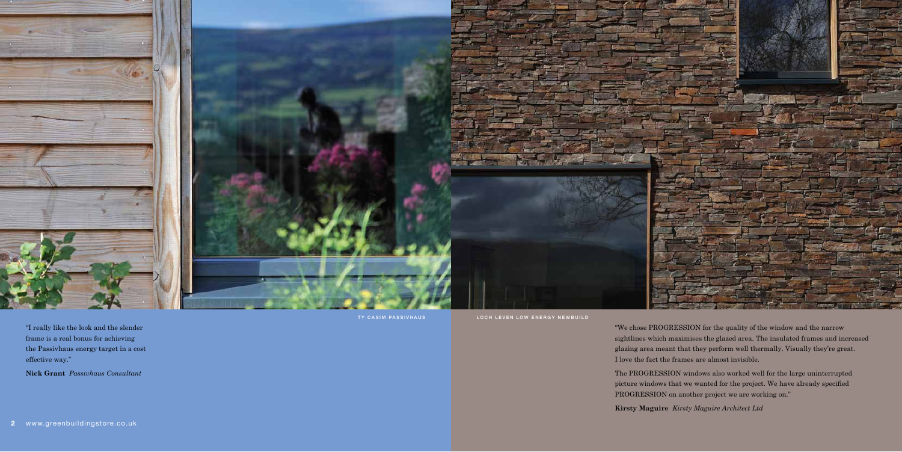TY CASIM PASSIVHAUS

"I really like the look and the slender frame is a real bonus for achieving the Passivhaus energy target in a cost effective way."

**Nick Grant** *Passivhaus Consultant*

LOCH LEVEN LOW ENERGY NEWBUILD

"We chose PROGRESSION for the quality of the window and the narrow sightlines which maximises the glazed area. The insulated frames and increased glazing area meant that they perform well thermally. Visually they're great. I love the fact the frames are almost invisible.

The PROGRESSION windows also worked well for the large uninterrupted picture windows that we wanted for the project. We have already specified PROGRESSION on another project we are working on."

**Kirsty Maguire** *Kirsty Maguire Architect Ltd*

www.greenbuildingstore.co.uk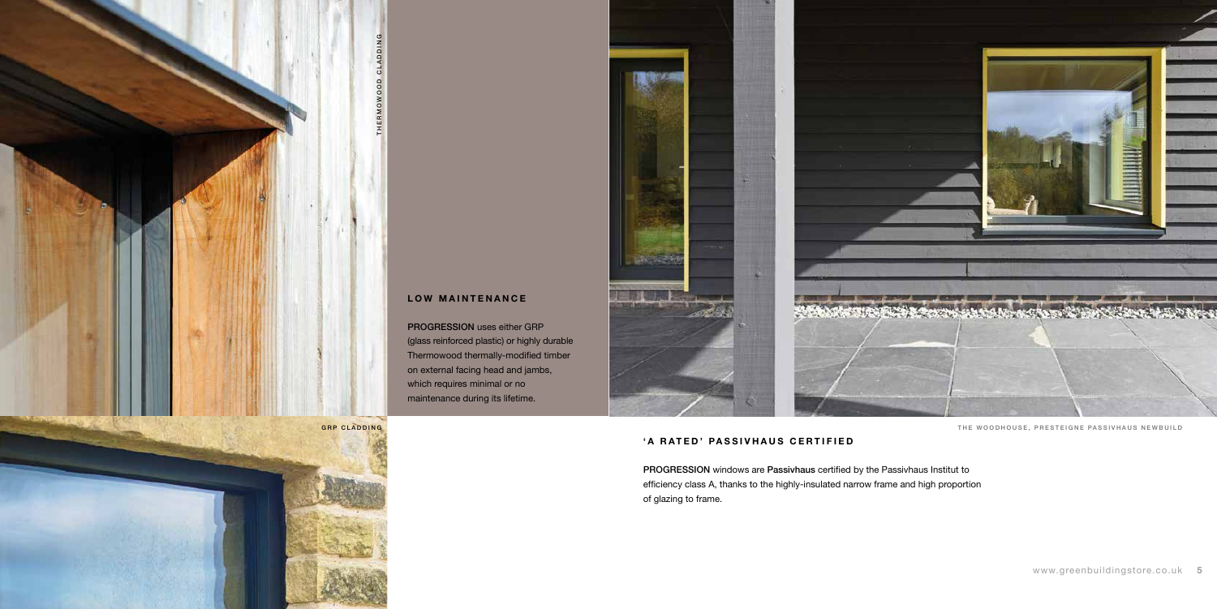THERMOWOOD CLADDING

## LOW MAINTENANCE

**PROGRESSION** uses either GRP (glass reinforced plastic) or highly durable Thermowood thermally-modified timber on external facing head and jambs, which requires minimal or no maintenance during its lifetime.

GRP CLADDING

THE WOODHOUSE, PRESTEIGNE PASSIVHAUS NEWBUILD

## 'A RATED' PASSIVHAUS CERTIFIED

**PROGRESSION** windows are **Passivhaus** certified by the Passivhaus Institut to efficiency class A, thanks to the highly-insulated narrow frame and high proportion of glazing to frame.

www.greenbuildingstore.co.uk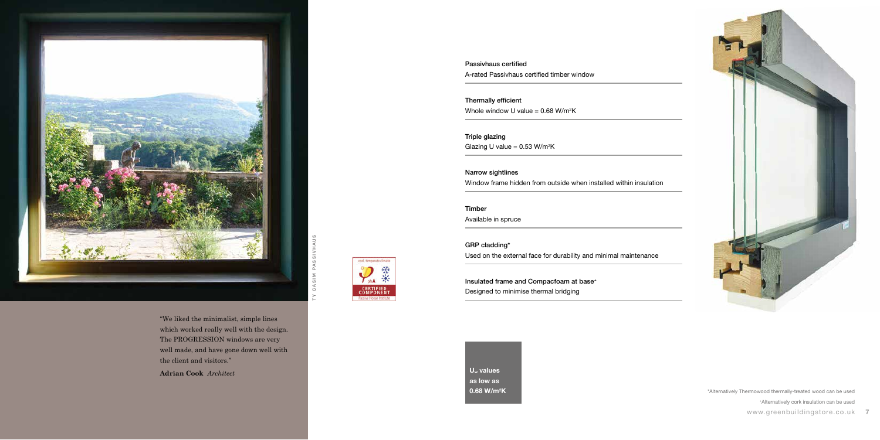"We liked the minimalist, simple lines which worked really well with the design. The PROGRESSION windows are very well made, and have gone down well with the client and visitors."

**Adrian Cook** *Architect*

TY CASIM PASSIVHAUS

cool, temperate climate

CERTIFIED COMPONENT

Passive House Institute

**Passivhaus certified**

A-rated Passivhaus certified timber window

**Thermally efficient**

Whole window U value = 0.68 W/m²K

**Triple glazing**

Glazing U value = 0.53 W/m²K

**Narrow sightlines**

Window frame hidden from outside when installed within insulation

**Timber**

Available in spruce

**GRP cladding***

Used on the external face for durability and minimal maintenance

**Insulated frame and Compacfoam at base⁺**

Designed to minimise thermal bridging

**$U_w$ values as low as 0.68 W/m²K**

*Alternatively Thermowood thermally-treated wood can be used

⁺Alternatively cork insulation can be used

www.greenbuildingstore.co.uk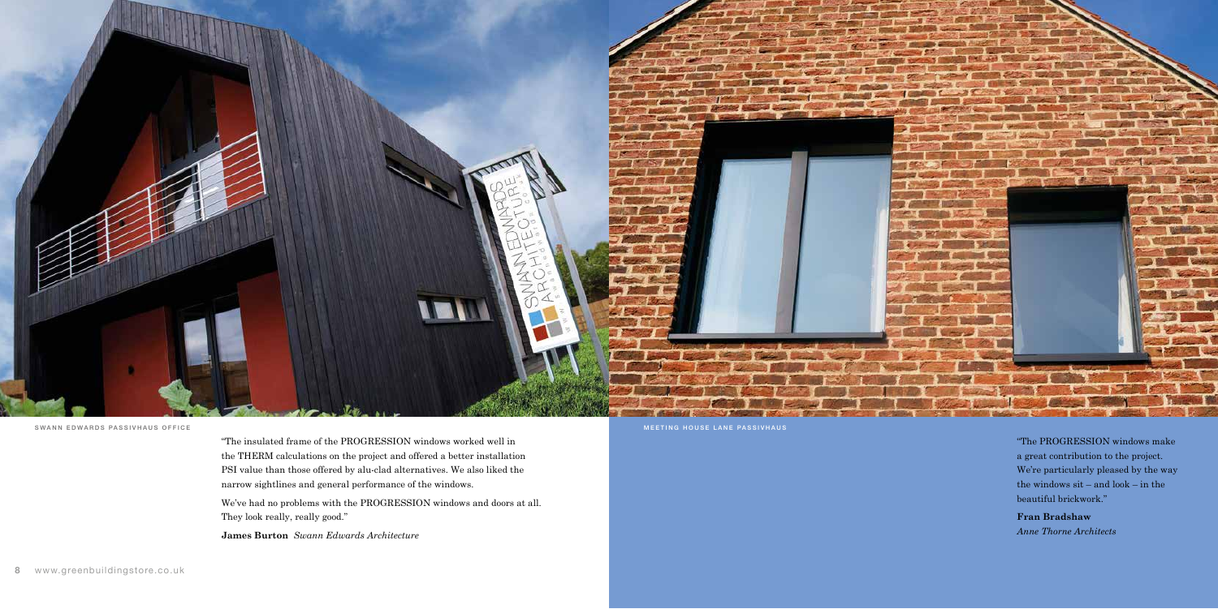SWANN EDWARDS PASSIVHAUS OFFICE

"The insulated frame of the PROGRESSION windows worked well in the THERM calculations on the project and offered a better installation PSI value than those offered by alu-clad alternatives. We also liked the narrow sightlines and general performance of the windows.

We've had no problems with the PROGRESSION windows and doors at all. They look really, really good."

**James Burton** *Swann Edwards Architecture*

MEETING HOUSE LANE PASSIVHAUS

"The PROGRESSION windows make a great contribution to the project. We're particularly pleased by the way the windows sit – and look – in the beautiful brickwork."

**Fran Bradshaw**
*Anne Thorne Architects*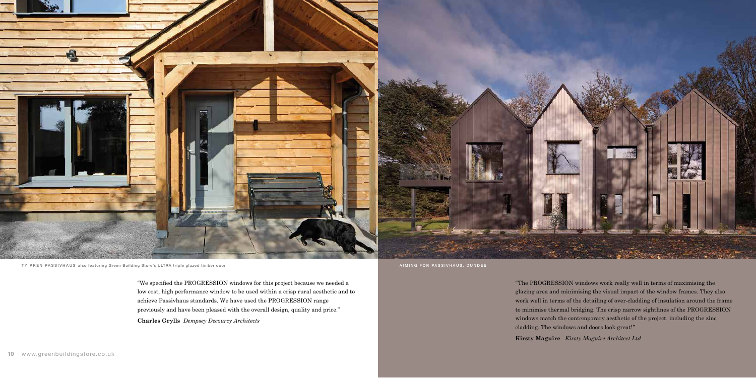TY PREN PASSIVHAUS also featuring Green Building Store's ULTRA triple glazed timber door

"We specified the PROGRESSION windows for this project because we needed a low cost, high performance window to be used within a crisp rural aesthetic and to achieve Passivhaus standards. We have used the PROGRESSION range previously and have been pleased with the overall design, quality and price."

**Charles Grylls** *Dempsey Decourcy Architects*

AIMING FOR PASSIVHAUS, DUNDEE

"The PROGRESSION windows work really well in terms of maximising the glazing area and minimising the visual impact of the window frames. They also work well in terms of the detailing of over-cladding of insulation around the frame to minimise thermal bridging. The crisp narrow sightlines of the PROGRESSION windows match the contemporary aesthetic of the project, including the zinc cladding. The windows and doors look great!"

**Kirsty Maguire** *Kirsty Maguire Architect Ltd*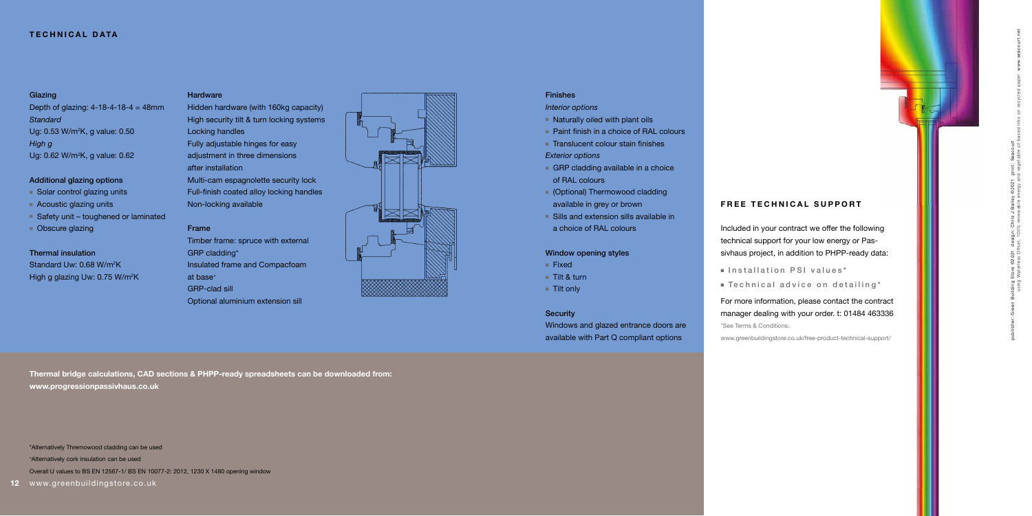## TECHNICAL DATA

### Glazing

Depth of glazing: 4-18-4-18-4 = 48mm

*Standard*

Ug: 0.53 W/m$^2$K, g value: 0.50

*High g*

Ug: 0.62 W/m$^2$K, g value: 0.62

### Additional glazing options

- Solar control glazing units
- Acoustic glazing units
- Safety unit – toughened or laminated
- Obscure glazing

### Thermal insulation

Standard Uw: 0.68 W/m$^2$K

High g glazing Uw: 0.75 W/m$^2$K

### Hardware

Hidden hardware (with 160kg capacity)

High security tilt & turn locking systems

Locking handles

Fully adjustable hinges for easy adjustment in three dimensions after installation

Multi-cam espagnolette security lock

Full-finish coated alloy locking handles

Non-locking available

### Frame

Timber frame: spruce with external GRP cladding*

Insulated frame and Compacfoam at base+

GRP-clad sill

Optional aluminium extension sill

### Finishes

*Interior options*

- Naturally oiled with plant oils
- Paint finish in a choice of RAL colours
- Translucent colour stain finishes

*Exterior options*

- GRP cladding available in a choice of RAL colours
- (Optional) Thermowood cladding available in grey or brown
- Sills and extension sills available in a choice of RAL colours

### Window opening styles

- Fixed
- Tilt & turn
- Tilt only

### Security

Windows and glazed entrance doors are available with Part Q compliant options

## FREE TECHNICAL SUPPORT

Included in your contract we offer the following technical support for your low energy or Passivhaus project, in addition to PHPP-ready data:

- Installation PSI values*
- Technical advice on detailing*

For more information, please contact the contract manager dealing with your order. t: 01484 463336

*See Terms & Conditions:

www.greenbuildingstore.co.uk/free-product-technical-support/

**Thermal bridge calculations, CAD sections & PHPP-ready spreadsheets can be downloaded from: www.progressionpassivhaus.co.uk**

*Alternatively Thremowood cladding can be used

+Alternatively cork insulation can be used

Overall U values to BS EN 12567-1/ BS EN 10077-2: 2012, 1230 X 1480 opening window

publisher: Green Building Store ©2021 design: Chris J Bailey ©2021 print: Seacourt using Waterless Offset, 100% renewable energy and vegetable oil based inks on recycled paper www.seacourt.net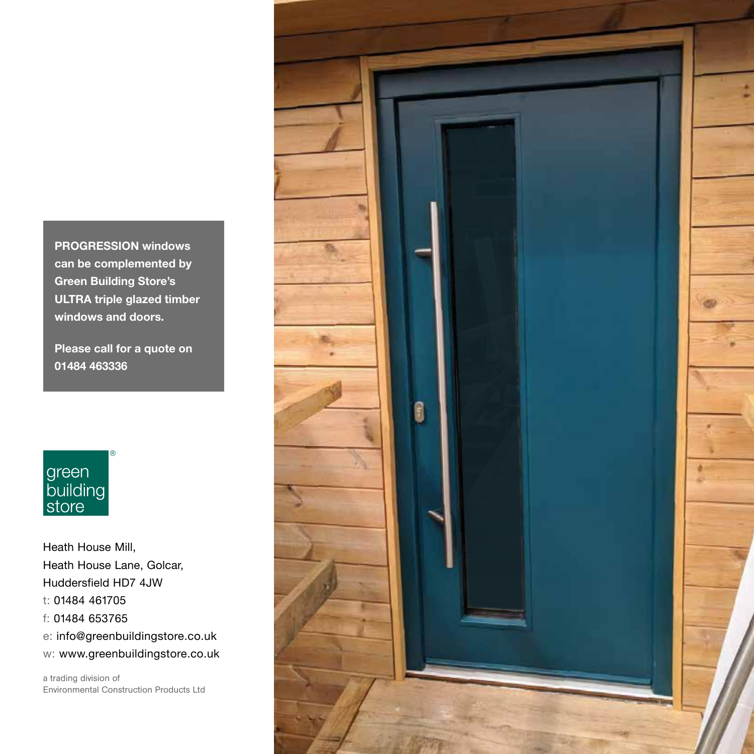**PROGRESSION windows can be complemented by Green Building Store's ULTRA triple glazed timber windows and doors.**

**Please call for a quote on 01484 463336**

green building store®

Heath House Mill,
Heath House Lane, Golcar,
Huddersfield HD7 4JW
t: 01484 461705
f: 01484 653765
e: info@greenbuildingstore.co.uk
w: www.greenbuildingstore.co.uk

a trading division of
Environmental Construction Products Ltd